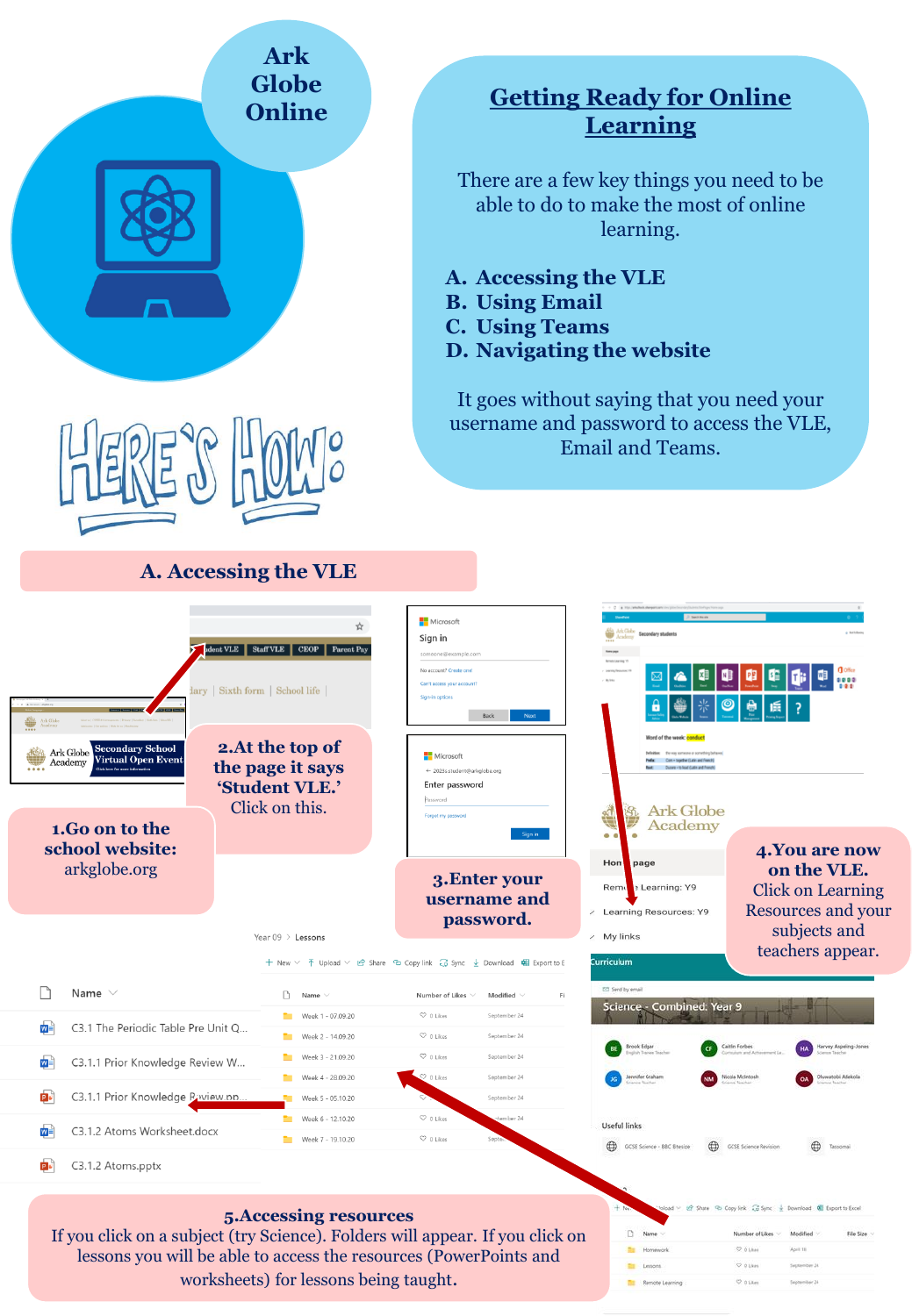# Ark Globe Online

## Getting Ready for Online Learning

There are a few key things you need to be able to do to make the most of online learning.

A. Accessing the VLE
B. Using Email
C. Using Teams
D. Navigating the website

It goes without saying that you need your username and password to access the VLE, Email and Teams.

# HERE'S HOW:

## A. Accessing the VLE

**1. Go on to the school website:** arkglobe.org

**2. At the top of the page it says 'Student VLE.'** Click on this.

**3. Enter your username and password.**

**4. You are now on the VLE.** Click on Learning Resources and your subjects and teachers appear.

**5. Accessing resources**
If you click on a subject (try Science). Folders will appear. If you click on lessons you will be able to access the resources (PowerPoints and worksheets) for lessons being taught.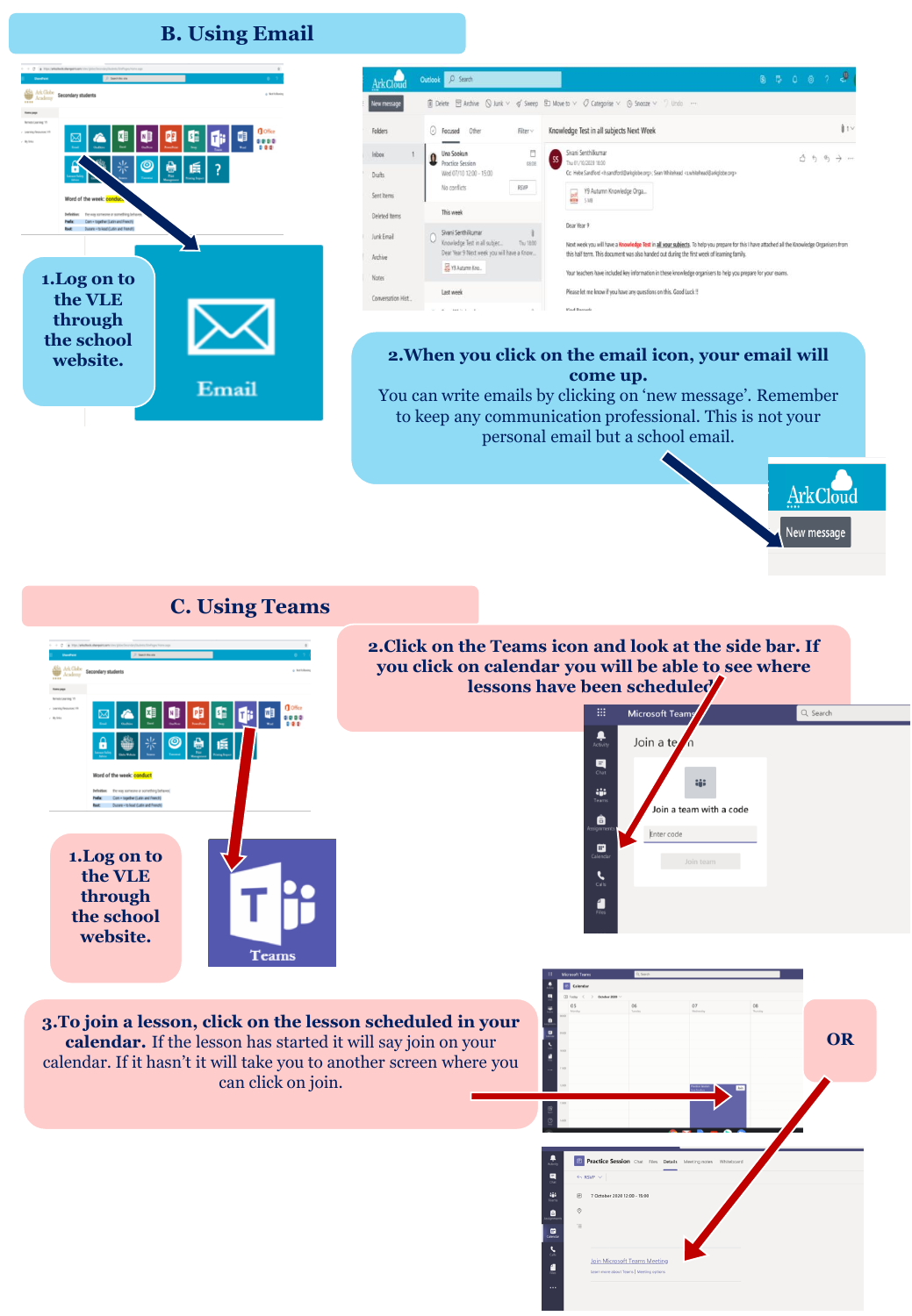## B. Using Email

1.Log on to the VLE through the school website.

Email

2.When you click on the email icon, your email will come up.

You can write emails by clicking on 'new message'. Remember to keep any communication professional. This is not your personal email but a school email.

ArkCloud

New message

## C. Using Teams

2.Click on the Teams icon and look at the side bar. If you click on calendar you will be able to see where lessons have been scheduled.

1.Log on to the VLE through the school website.

Teams

3.To join a lesson, click on the lesson scheduled in your calendar. If the lesson has started it will say join on your calendar. If it hasn't it will take you to another screen where you can click on join.

OR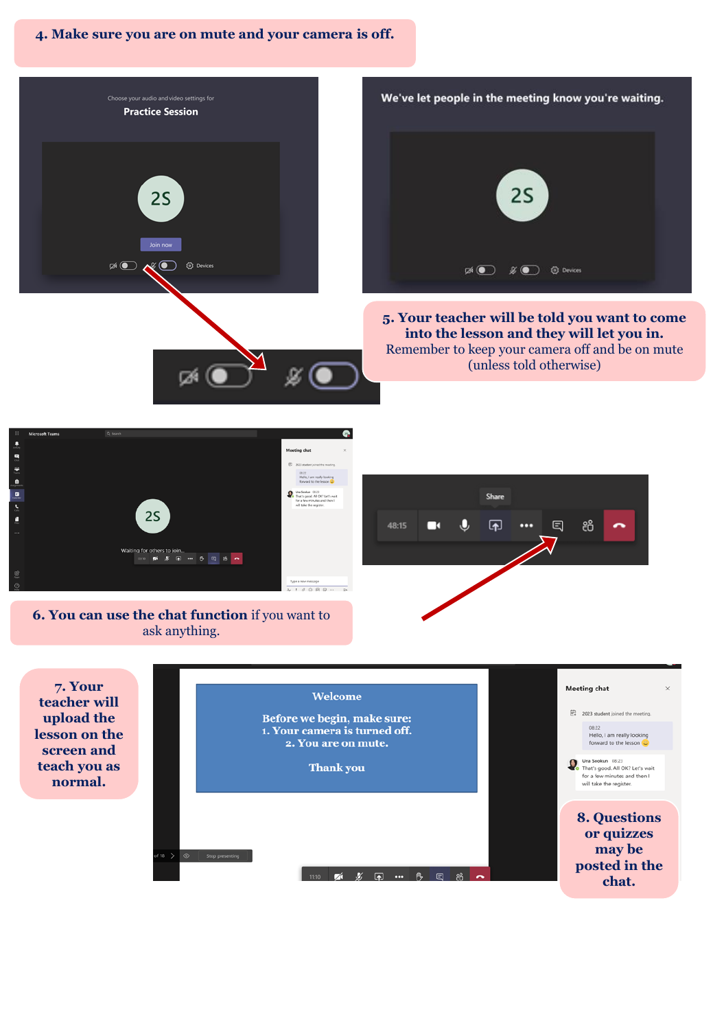**4. Make sure you are on mute and your camera is off.**

**5. Your teacher will be told you want to come into the lesson and they will let you in.**
Remember to keep your camera off and be on mute (unless told otherwise)

**6. You can use the chat function** if you want to ask anything.

**7. Your teacher will upload the lesson on the screen and teach you as normal.**

**8. Questions or quizzes may be posted in the chat.**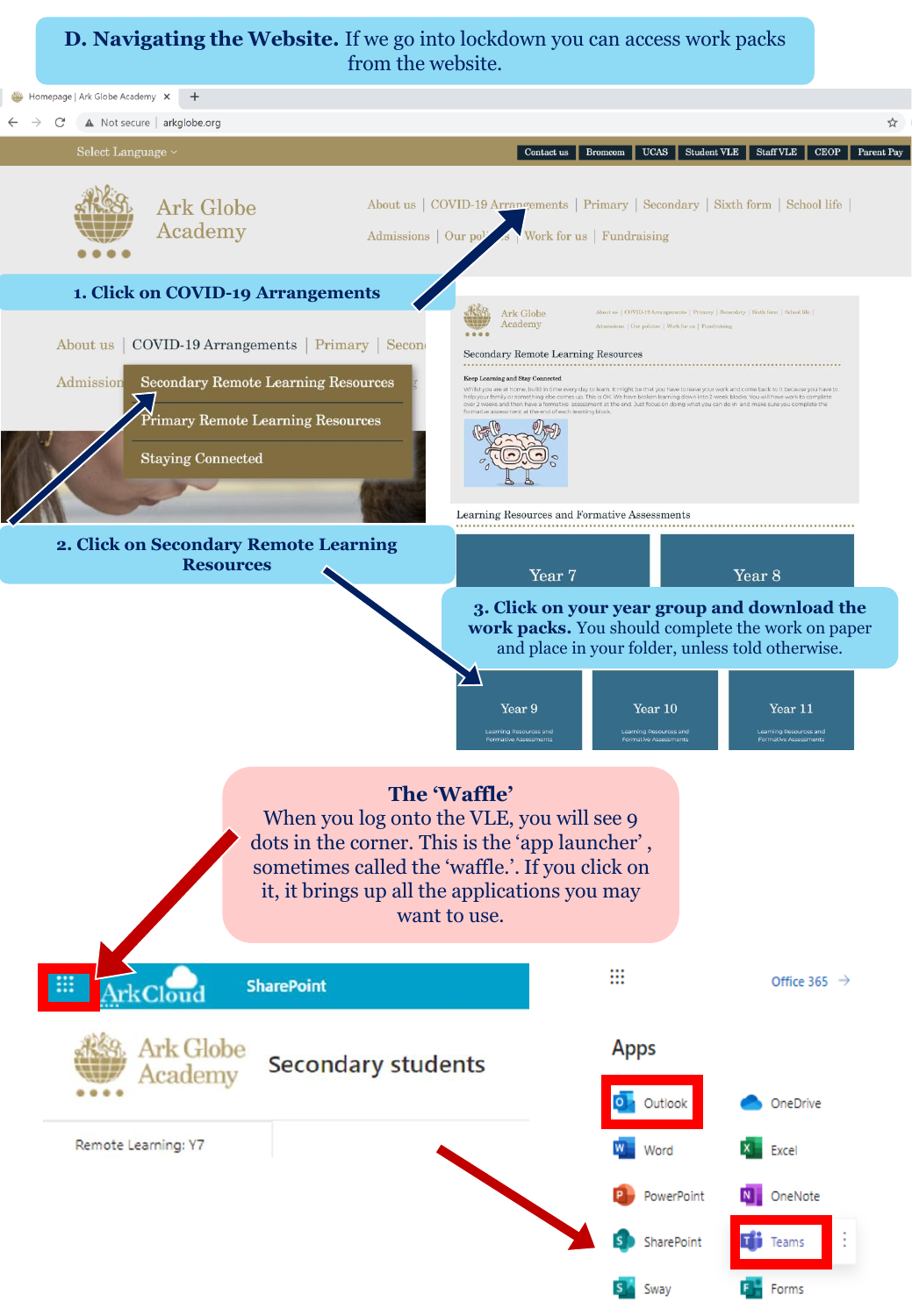**D. Navigating the Website.** If we go into lockdown you can access work packs from the website.

1. **Click on COVID-19 Arrangements**

2. **Click on Secondary Remote Learning Resources**

3. **Click on your year group and download the work packs.** You should complete the work on paper and place in your folder, unless told otherwise.

**The 'Waffle'**

When you log onto the VLE, you will see 9 dots in the corner. This is the 'app launcher', sometimes called the 'waffle.'. If you click on it, it brings up all the applications you may want to use.